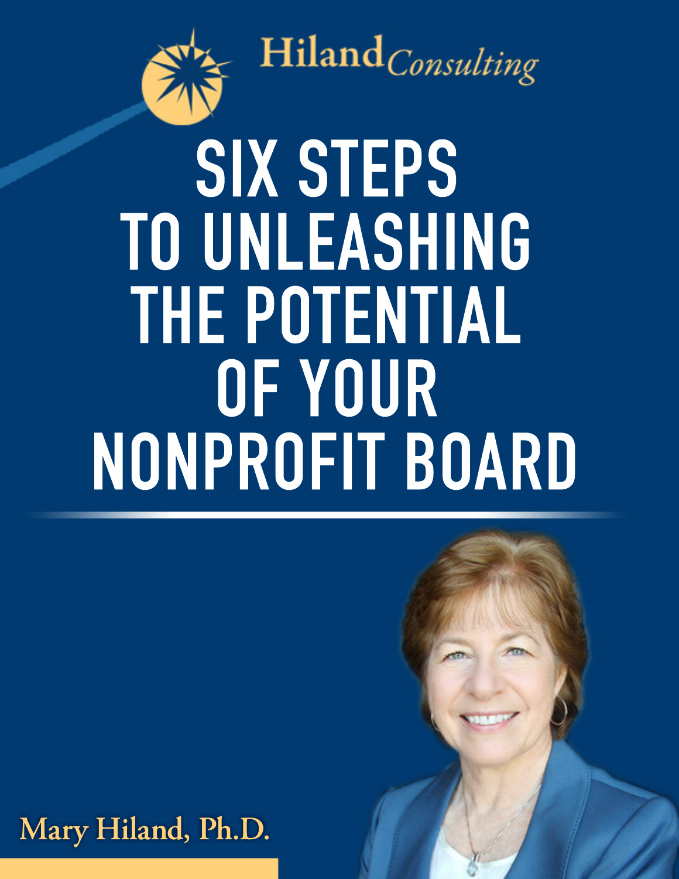Hiland Consulting

# SIX STEPS TO UNLEASHING THE POTENTIAL OF YOUR NONPROFIT BOARD

Mary Hiland, Ph.D.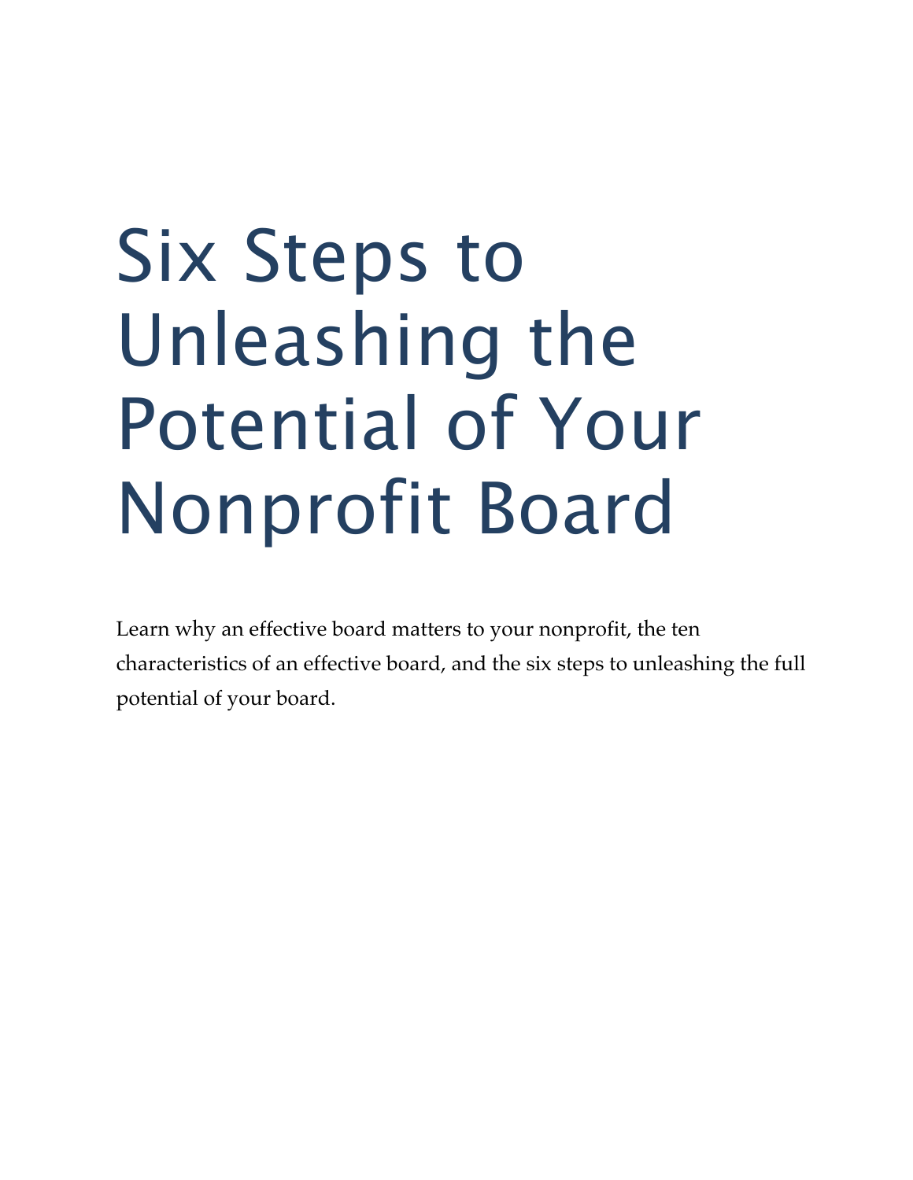# Six Steps to Unleashing the Potential of Your Nonprofit Board

Learn why an effective board matters to your nonprofit, the ten characteristics of an effective board, and the six steps to unleashing the full potential of your board.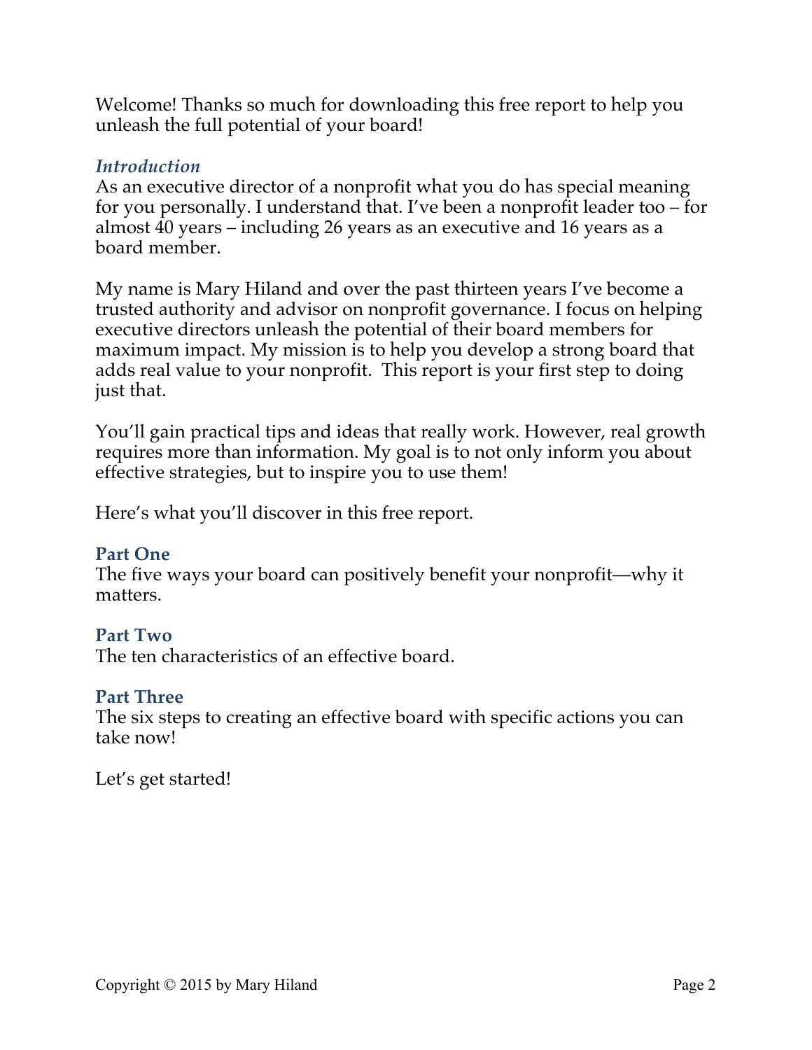Welcome! Thanks so much for downloading this free report to help you unleash the full potential of your board!

### *Introduction*

As an executive director of a nonprofit what you do has special meaning for you personally. I understand that. I've been a nonprofit leader too – for almost 40 years – including 26 years as an executive and 16 years as a board member.

My name is Mary Hiland and over the past thirteen years I've become a trusted authority and advisor on nonprofit governance. I focus on helping executive directors unleash the potential of their board members for maximum impact. My mission is to help you develop a strong board that adds real value to your nonprofit. This report is your first step to doing just that.

You'll gain practical tips and ideas that really work. However, real growth requires more than information. My goal is to not only inform you about effective strategies, but to inspire you to use them!

Here's what you'll discover in this free report.

**Part One**
The five ways your board can positively benefit your nonprofit—why it matters.

**Part Two**
The ten characteristics of an effective board.

**Part Three**
The six steps to creating an effective board with specific actions you can take now!

Let's get started!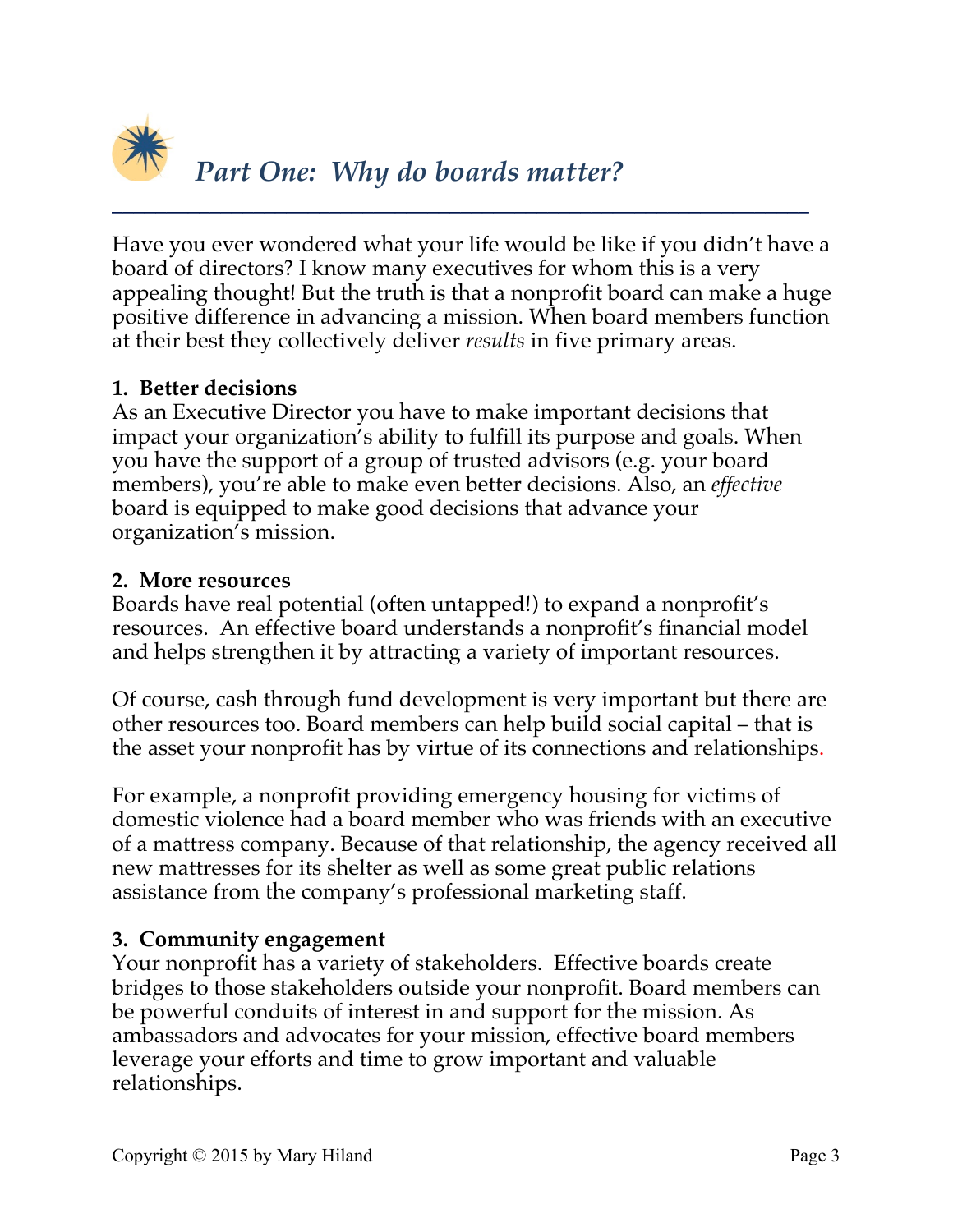# *Part One: Why do boards matter?*

Have you ever wondered what your life would be like if you didn't have a board of directors? I know many executives for whom this is a very appealing thought! But the truth is that a nonprofit board can make a huge positive difference in advancing a mission. When board members function at their best they collectively deliver *results* in five primary areas.

**1. Better decisions**

As an Executive Director you have to make important decisions that impact your organization's ability to fulfill its purpose and goals. When you have the support of a group of trusted advisors (e.g. your board members), you're able to make even better decisions. Also, an *effective* board is equipped to make good decisions that advance your organization's mission.

**2. More resources**

Boards have real potential (often untapped!) to expand a nonprofit's resources. An effective board understands a nonprofit's financial model and helps strengthen it by attracting a variety of important resources.

Of course, cash through fund development is very important but there are other resources too. Board members can help build social capital – that is the asset your nonprofit has by virtue of its connections and relationships.

For example, a nonprofit providing emergency housing for victims of domestic violence had a board member who was friends with an executive of a mattress company. Because of that relationship, the agency received all new mattresses for its shelter as well as some great public relations assistance from the company's professional marketing staff.

**3. Community engagement**

Your nonprofit has a variety of stakeholders. Effective boards create bridges to those stakeholders outside your nonprofit. Board members can be powerful conduits of interest in and support for the mission. As ambassadors and advocates for your mission, effective board members leverage your efforts and time to grow important and valuable relationships.

Copyright © 2015 by Mary Hiland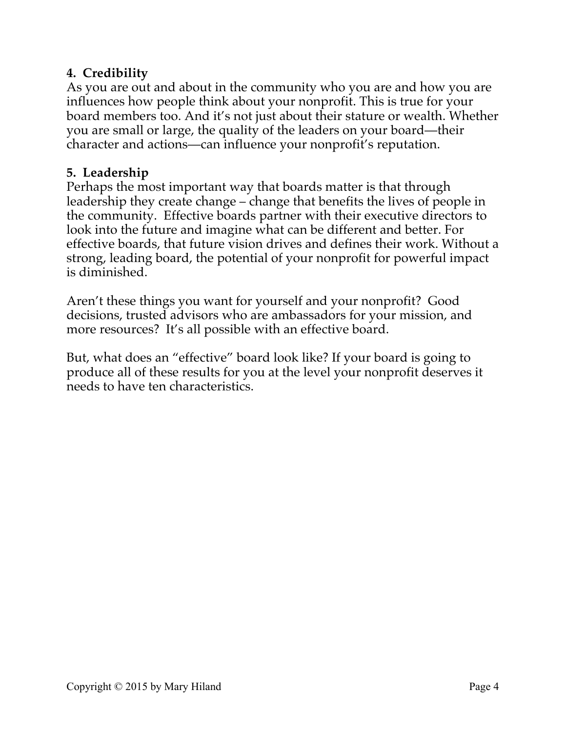### 4. Credibility

As you are out and about in the community who you are and how you are influences how people think about your nonprofit. This is true for your board members too. And it's not just about their stature or wealth. Whether you are small or large, the quality of the leaders on your board—their character and actions—can influence your nonprofit's reputation.

### 5. Leadership

Perhaps the most important way that boards matter is that through leadership they create change – change that benefits the lives of people in the community. Effective boards partner with their executive directors to look into the future and imagine what can be different and better. For effective boards, that future vision drives and defines their work. Without a strong, leading board, the potential of your nonprofit for powerful impact is diminished.

Aren't these things you want for yourself and your nonprofit? Good decisions, trusted advisors who are ambassadors for your mission, and more resources? It's all possible with an effective board.

But, what does an "effective" board look like? If your board is going to produce all of these results for you at the level your nonprofit deserves it needs to have ten characteristics.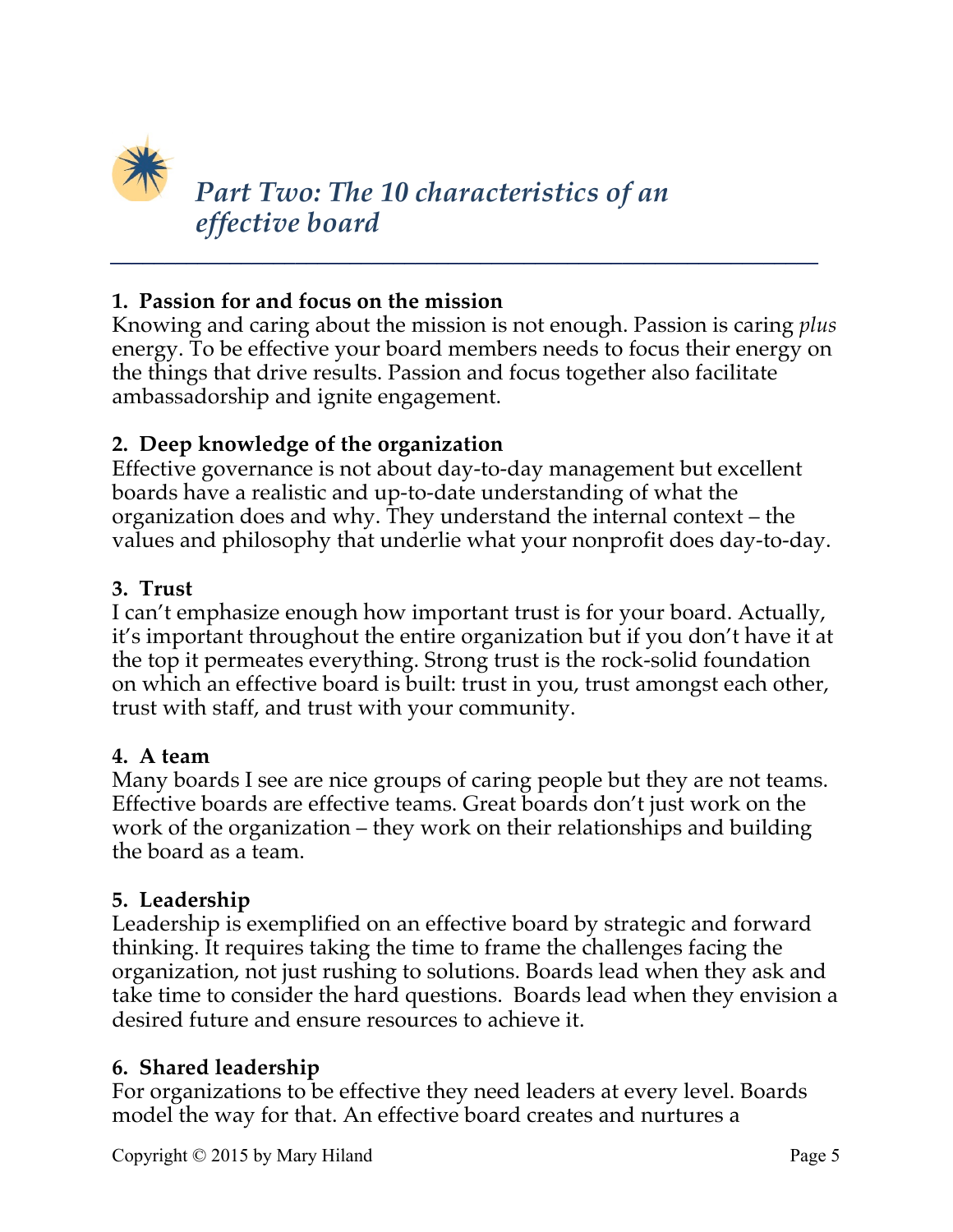# *Part Two: The 10 characteristics of an effective board*

### 1. Passion for and focus on the mission

Knowing and caring about the mission is not enough. Passion is caring *plus* energy. To be effective your board members needs to focus their energy on the things that drive results. Passion and focus together also facilitate ambassadorship and ignite engagement.

### 2. Deep knowledge of the organization

Effective governance is not about day-to-day management but excellent boards have a realistic and up-to-date understanding of what the organization does and why. They understand the internal context – the values and philosophy that underlie what your nonprofit does day-to-day.

### 3. Trust

I can't emphasize enough how important trust is for your board. Actually, it's important throughout the entire organization but if you don't have it at the top it permeates everything. Strong trust is the rock-solid foundation on which an effective board is built: trust in you, trust amongst each other, trust with staff, and trust with your community.

### 4. A team

Many boards I see are nice groups of caring people but they are not teams. Effective boards are effective teams. Great boards don't just work on the work of the organization – they work on their relationships and building the board as a team.

### 5. Leadership

Leadership is exemplified on an effective board by strategic and forward thinking. It requires taking the time to frame the challenges facing the organization, not just rushing to solutions. Boards lead when they ask and take time to consider the hard questions. Boards lead when they envision a desired future and ensure resources to achieve it.

### 6. Shared leadership

For organizations to be effective they need leaders at every level. Boards model the way for that. An effective board creates and nurtures a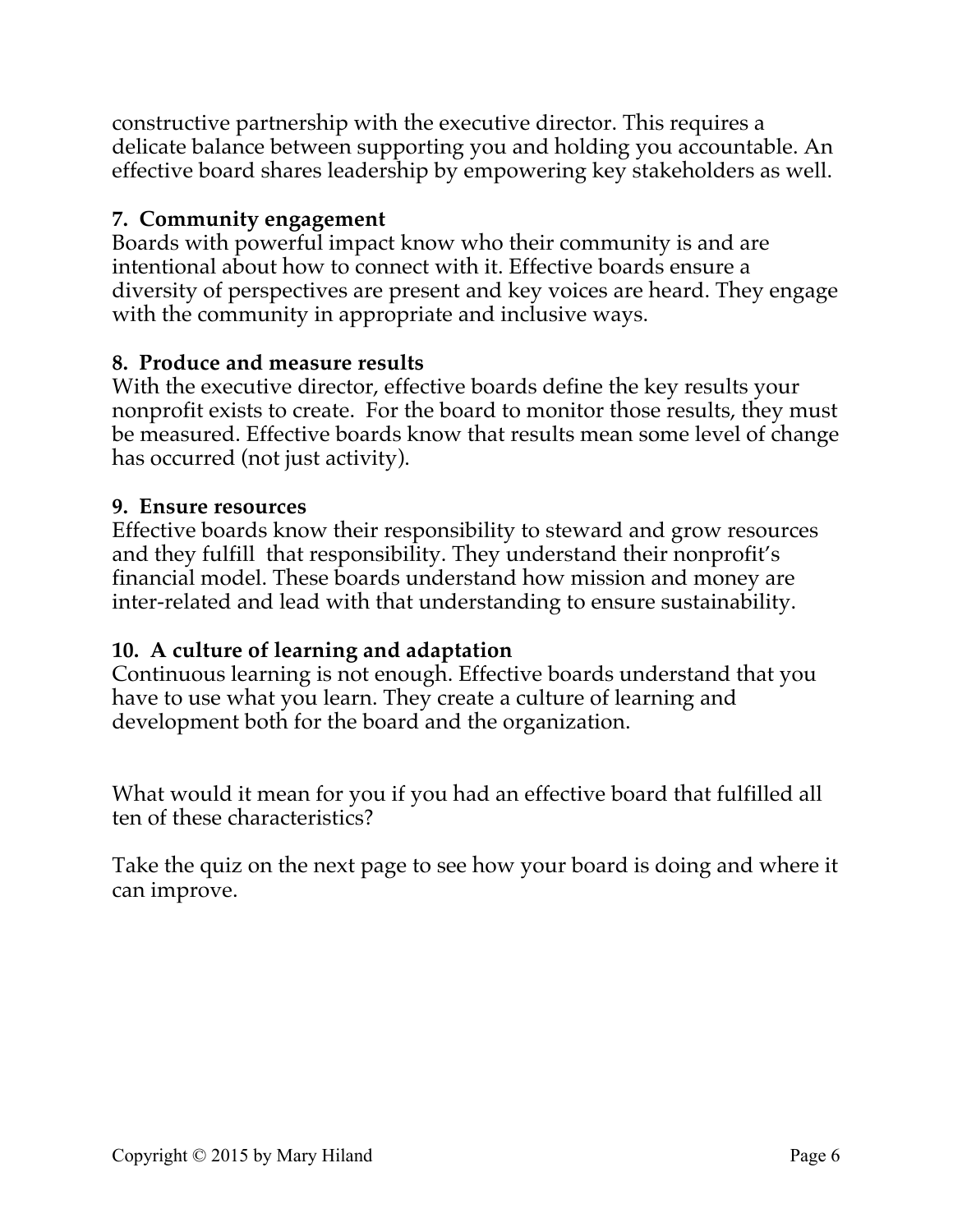constructive partnership with the executive director. This requires a delicate balance between supporting you and holding you accountable. An effective board shares leadership by empowering key stakeholders as well.

**7. Community engagement**

Boards with powerful impact know who their community is and are intentional about how to connect with it. Effective boards ensure a diversity of perspectives are present and key voices are heard. They engage with the community in appropriate and inclusive ways.

**8. Produce and measure results**

With the executive director, effective boards define the key results your nonprofit exists to create. For the board to monitor those results, they must be measured. Effective boards know that results mean some level of change has occurred (not just activity).

**9. Ensure resources**

Effective boards know their responsibility to steward and grow resources and they fulfill that responsibility. They understand their nonprofit's financial model. These boards understand how mission and money are inter-related and lead with that understanding to ensure sustainability.

**10. A culture of learning and adaptation**

Continuous learning is not enough. Effective boards understand that you have to use what you learn. They create a culture of learning and development both for the board and the organization.

What would it mean for you if you had an effective board that fulfilled all ten of these characteristics?

Take the quiz on the next page to see how your board is doing and where it can improve.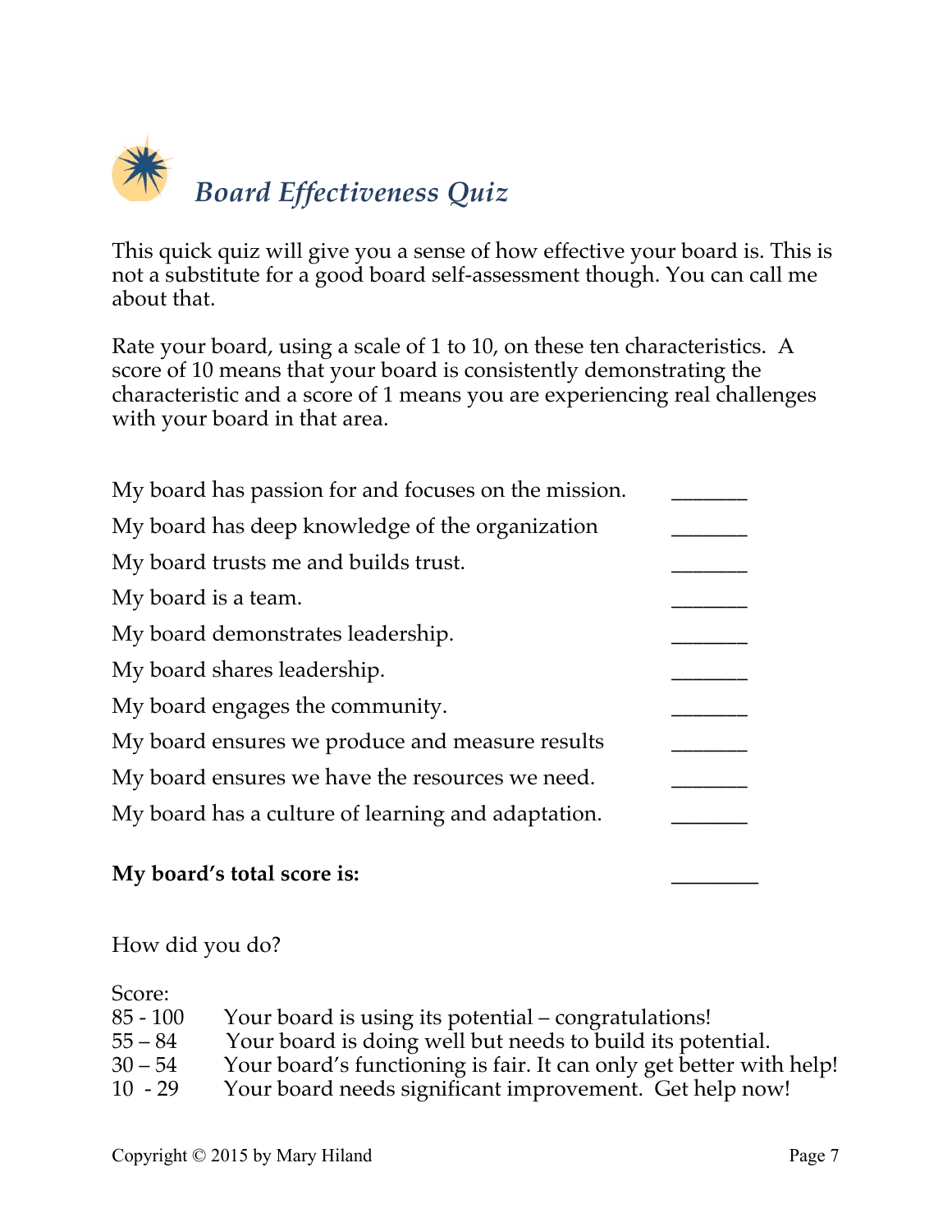## *Board Effectiveness Quiz*

This quick quiz will give you a sense of how effective your board is. This is not a substitute for a good board self-assessment though. You can call me about that.

Rate your board, using a scale of 1 to 10, on these ten characteristics. A score of 10 means that your board is consistently demonstrating the characteristic and a score of 1 means you are experiencing real challenges with your board in that area.

| | |
|---|---|
| My board has passion for and focuses on the mission. | _______ |
| My board has deep knowledge of the organization | _______ |
| My board trusts me and builds trust. | _______ |
| My board is a team. | _______ |
| My board demonstrates leadership. | _______ |
| My board shares leadership. | _______ |
| My board engages the community. | _______ |
| My board ensures we produce and measure results | _______ |
| My board ensures we have the resources we need. | _______ |
| My board has a culture of learning and adaptation. | _______ |
| **My board's total score is:** | ________ |

How did you do?

Score:

| | |
|---|---|
| 85 - 100 | Your board is using its potential – congratulations! |
| 55 – 84 | Your board is doing well but needs to build its potential. |
| 30 – 54 | Your board's functioning is fair. It can only get better with help! |
| 10 - 29 | Your board needs significant improvement. Get help now! |

Copyright © 2015 by Mary Hiland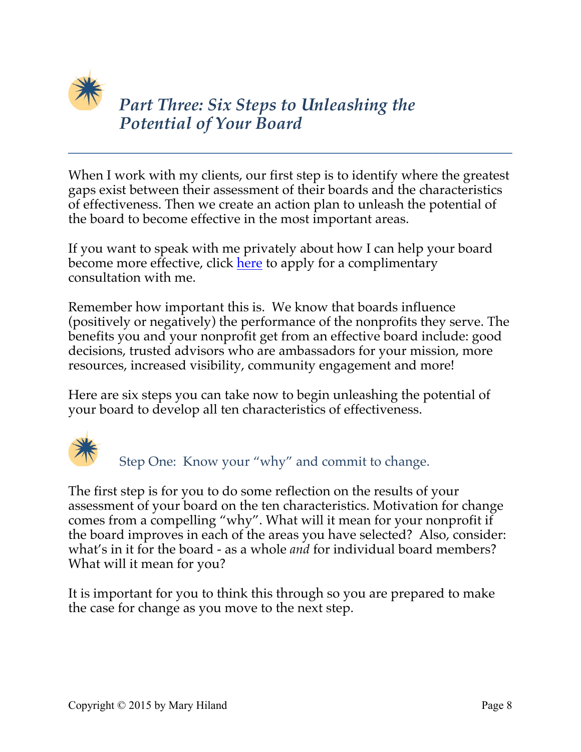## *Part Three: Six Steps to Unleashing the Potential of Your Board*

When I work with my clients, our first step is to identify where the greatest gaps exist between their assessment of their boards and the characteristics of effectiveness. Then we create an action plan to unleash the potential of the board to become effective in the most important areas.

If you want to speak with me privately about how I can help your board become more effective, click here to apply for a complimentary consultation with me.

Remember how important this is. We know that boards influence (positively or negatively) the performance of the nonprofits they serve. The benefits you and your nonprofit get from an effective board include: good decisions, trusted advisors who are ambassadors for your mission, more resources, increased visibility, community engagement and more!

Here are six steps you can take now to begin unleashing the potential of your board to develop all ten characteristics of effectiveness.

### Step One: Know your "why" and commit to change.

The first step is for you to do some reflection on the results of your assessment of your board on the ten characteristics. Motivation for change comes from a compelling "why". What will it mean for your nonprofit if the board improves in each of the areas you have selected? Also, consider: what's in it for the board - as a whole *and* for individual board members? What will it mean for you?

It is important for you to think this through so you are prepared to make the case for change as you move to the next step.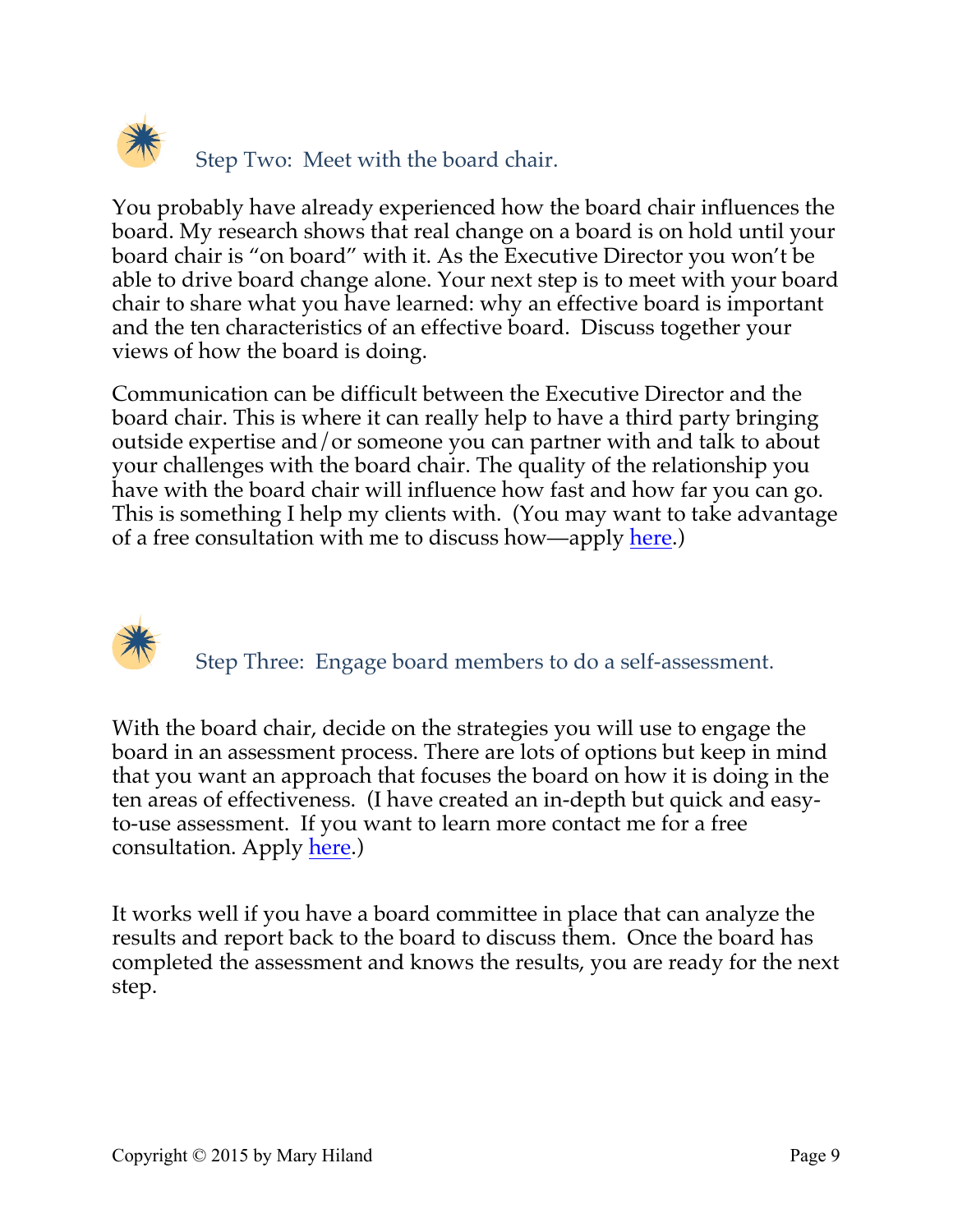## Step Two: Meet with the board chair.

You probably have already experienced how the board chair influences the board. My research shows that real change on a board is on hold until your board chair is "on board" with it. As the Executive Director you won't be able to drive board change alone. Your next step is to meet with your board chair to share what you have learned: why an effective board is important and the ten characteristics of an effective board. Discuss together your views of how the board is doing.

Communication can be difficult between the Executive Director and the board chair. This is where it can really help to have a third party bringing outside expertise and/or someone you can partner with and talk to about your challenges with the board chair. The quality of the relationship you have with the board chair will influence how fast and how far you can go. This is something I help my clients with. (You may want to take advantage of a free consultation with me to discuss how—apply here.)

## Step Three: Engage board members to do a self-assessment.

With the board chair, decide on the strategies you will use to engage the board in an assessment process. There are lots of options but keep in mind that you want an approach that focuses the board on how it is doing in the ten areas of effectiveness. (I have created an in-depth but quick and easy-to-use assessment. If you want to learn more contact me for a free consultation. Apply here.)

It works well if you have a board committee in place that can analyze the results and report back to the board to discuss them. Once the board has completed the assessment and knows the results, you are ready for the next step.

Copyright © 2015 by Mary Hiland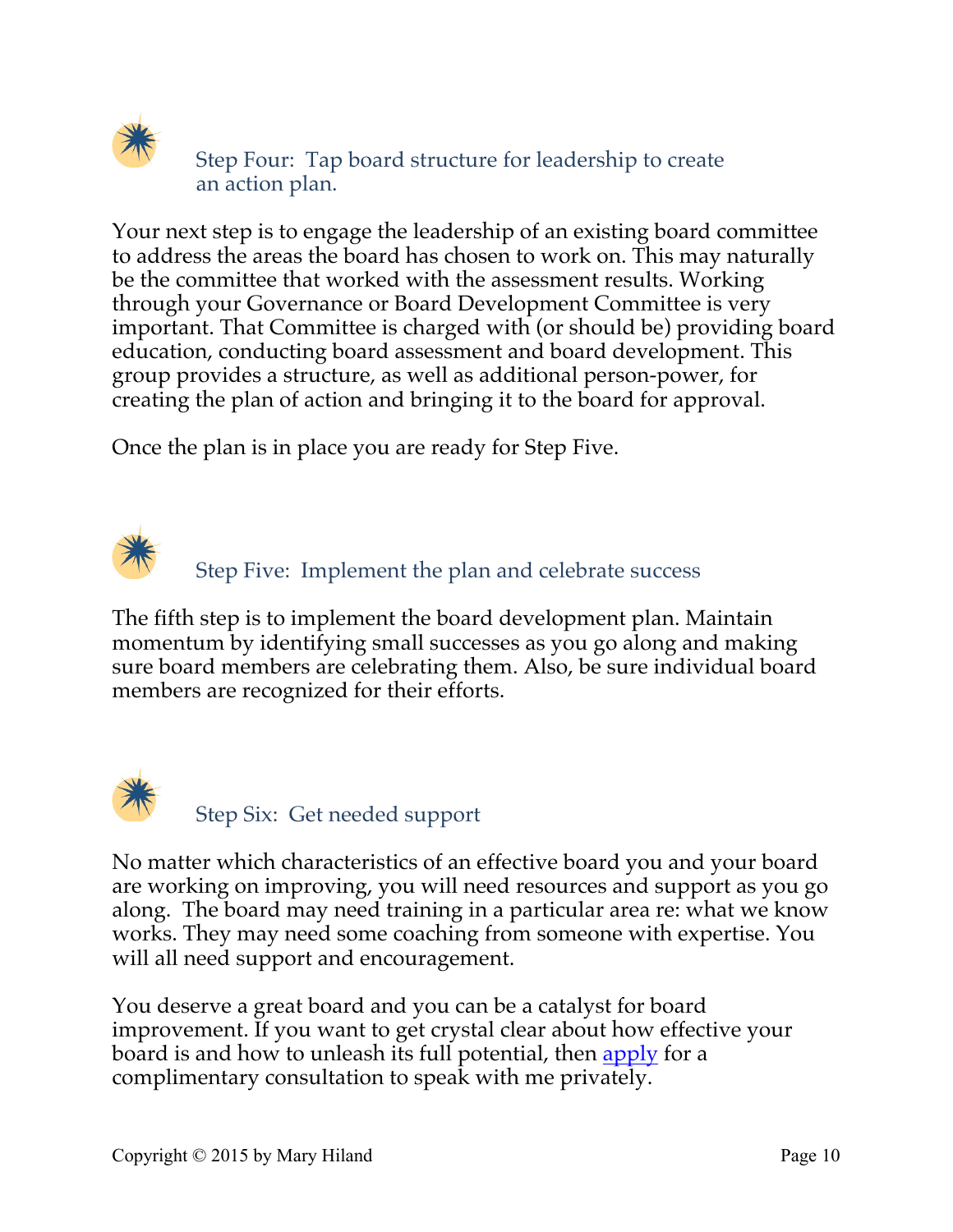## Step Four: Tap board structure for leadership to create an action plan.

Your next step is to engage the leadership of an existing board committee to address the areas the board has chosen to work on. This may naturally be the committee that worked with the assessment results. Working through your Governance or Board Development Committee is very important. That Committee is charged with (or should be) providing board education, conducting board assessment and board development. This group provides a structure, as well as additional person-power, for creating the plan of action and bringing it to the board for approval.

Once the plan is in place you are ready for Step Five.

## Step Five: Implement the plan and celebrate success

The fifth step is to implement the board development plan. Maintain momentum by identifying small successes as you go along and making sure board members are celebrating them. Also, be sure individual board members are recognized for their efforts.

## Step Six: Get needed support

No matter which characteristics of an effective board you and your board are working on improving, you will need resources and support as you go along. The board may need training in a particular area re: what we know works. They may need some coaching from someone with expertise. You will all need support and encouragement.

You deserve a great board and you can be a catalyst for board improvement. If you want to get crystal clear about how effective your board is and how to unleash its full potential, then apply for a complimentary consultation to speak with me privately.

Copyright © 2015 by Mary Hiland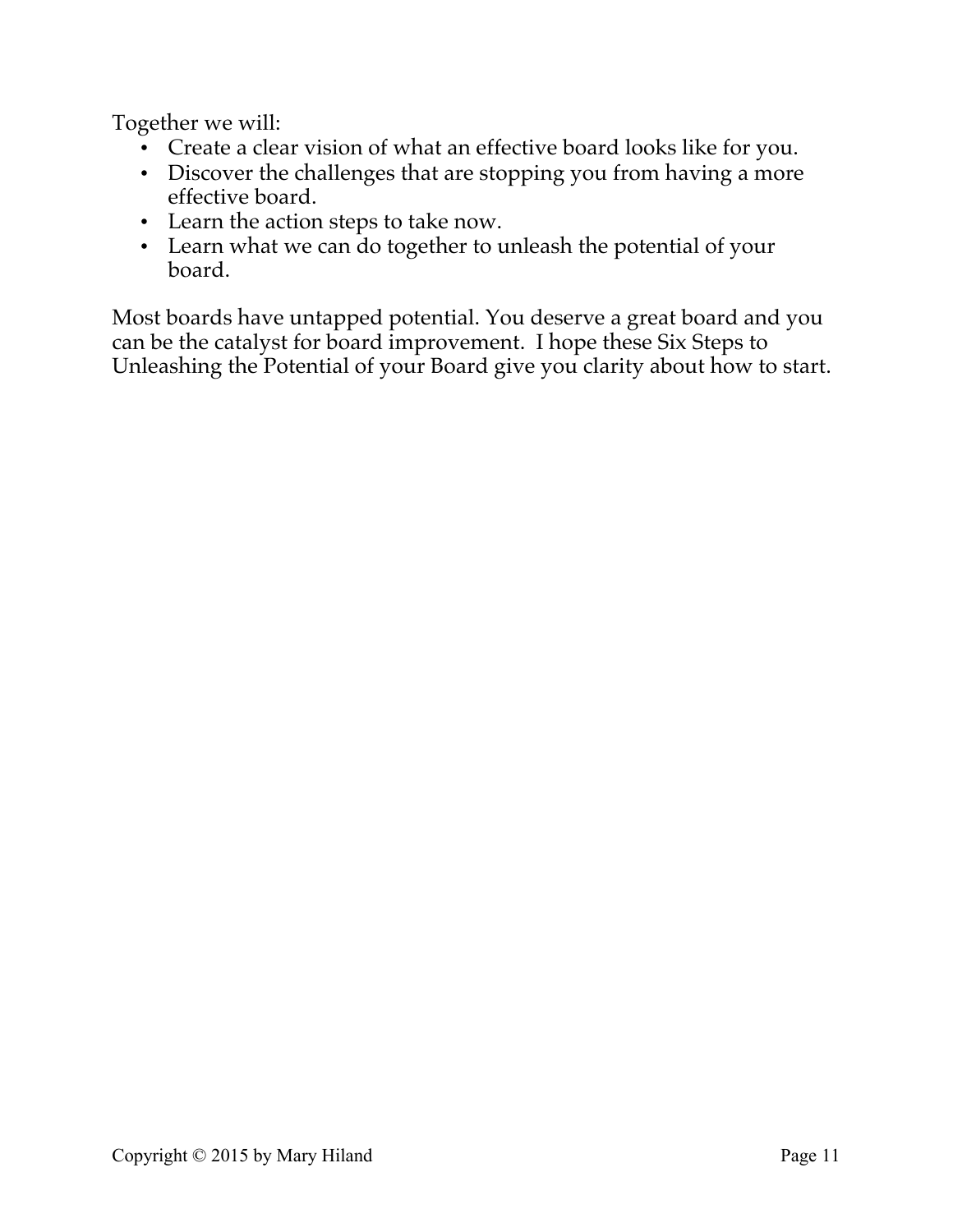Together we will:

- Create a clear vision of what an effective board looks like for you.
- Discover the challenges that are stopping you from having a more effective board.
- Learn the action steps to take now.
- Learn what we can do together to unleash the potential of your board.

Most boards have untapped potential. You deserve a great board and you can be the catalyst for board improvement. I hope these Six Steps to Unleashing the Potential of your Board give you clarity about how to start.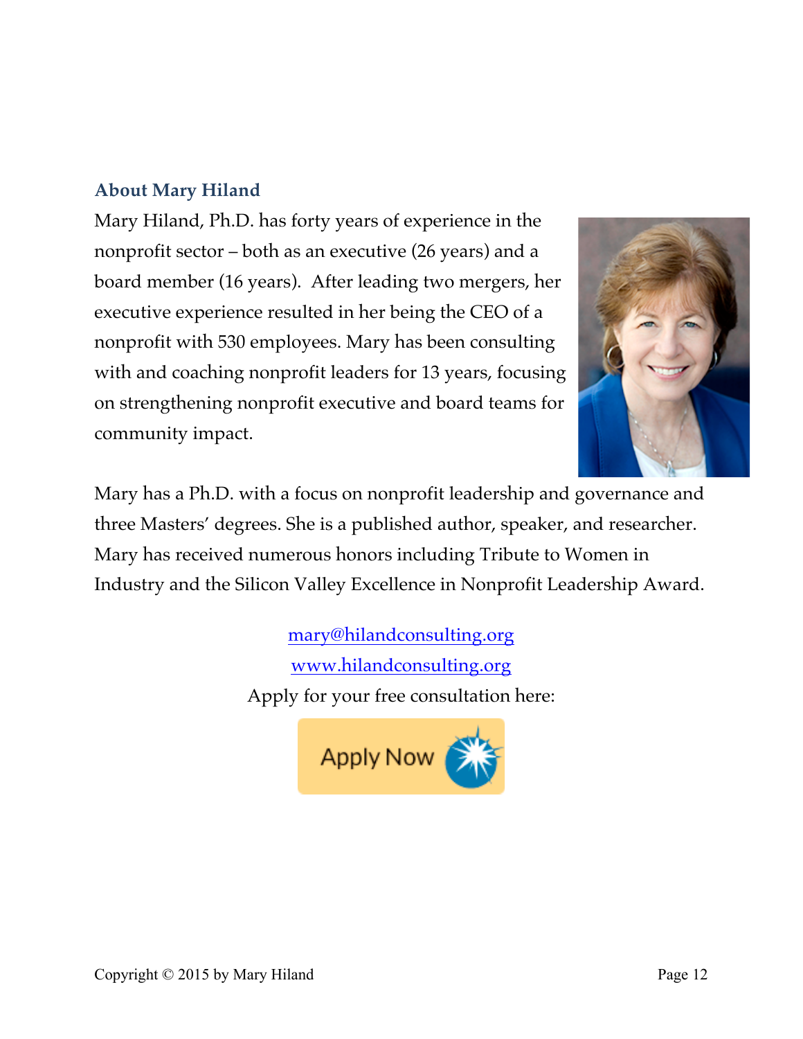## About Mary Hiland

Mary Hiland, Ph.D. has forty years of experience in the nonprofit sector – both as an executive (26 years) and a board member (16 years). After leading two mergers, her executive experience resulted in her being the CEO of a nonprofit with 530 employees. Mary has been consulting with and coaching nonprofit leaders for 13 years, focusing on strengthening nonprofit executive and board teams for community impact.

Mary has a Ph.D. with a focus on nonprofit leadership and governance and three Masters' degrees. She is a published author, speaker, and researcher. Mary has received numerous honors including Tribute to Women in Industry and the Silicon Valley Excellence in Nonprofit Leadership Award.

mary@hilandconsulting.org

www.hilandconsulting.org

Apply for your free consultation here:

Apply Now

Copyright © 2015 by Mary Hiland